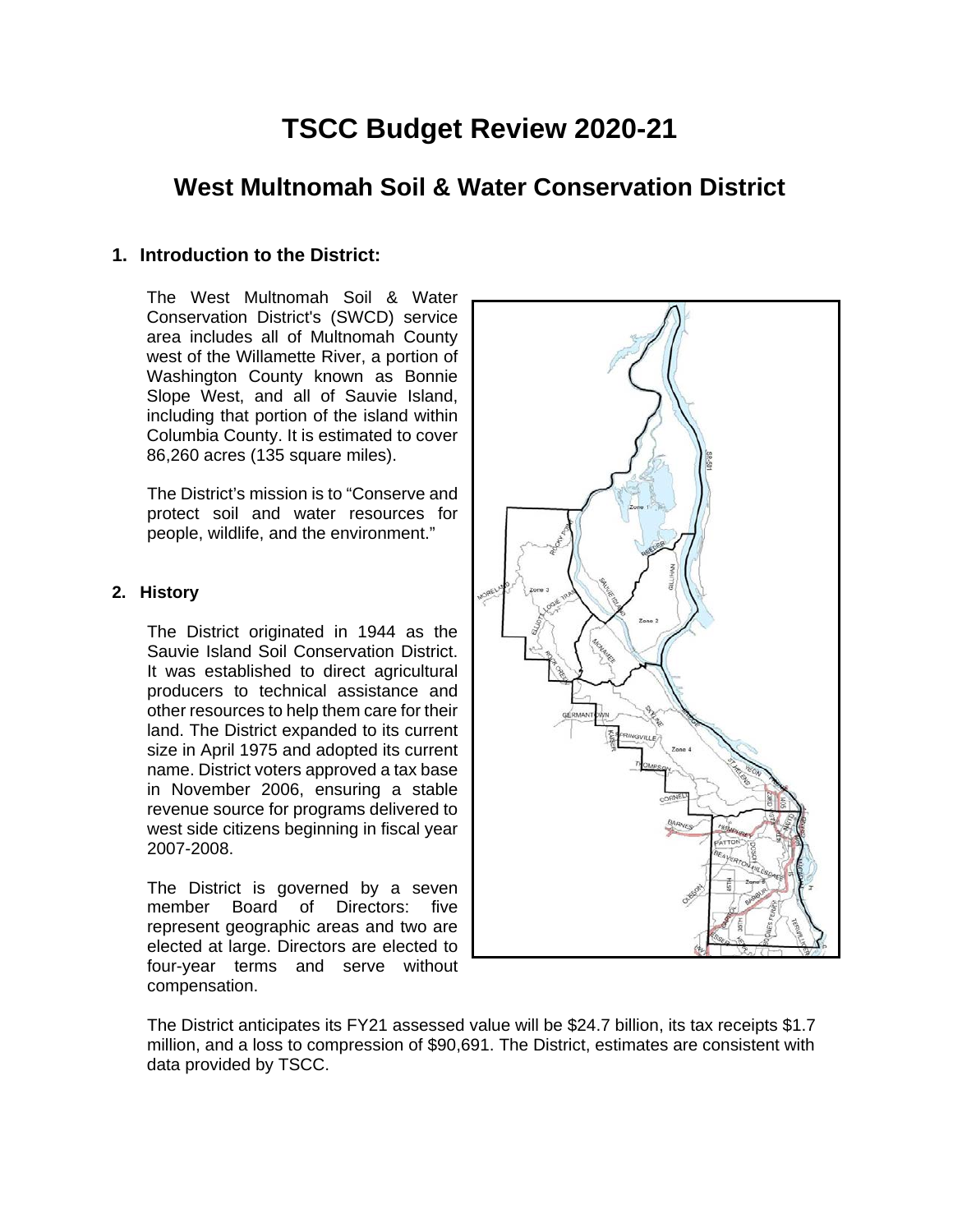# TSCC Budget Review 2020-21

## West Multnomah Soil & Water Conservation District

### 1. Introduction to the District:

The West Multnomah Soil & Water Conservation District's (SWCD) service area includes all of Multnomah County west of the Willamette River, a portion of Washington County known as Bonnie Slope West, and all of Sauvie Island, including that portion of the island within Columbia County. It is estimated to cover 86,260 acres (135 square miles).

The District's mission is to "Conserve and protect soil and water resources for people, wildlife, and the environment."

### 2. History

The District originated in 1944 as the Sauvie Island Soil Conservation District. It was established to direct agricultural producers to technical assistance and other resources to help them care for their land. The District expanded to its current size in April 1975 and adopted its current name. District voters approved a tax base in November 2006, ensuring a stable revenue source for programs delivered to west side citizens beginning in fiscal year 2007-2008.

The District is governed by a seven member Board of Directors: five represent geographic areas and two are elected at large. Directors are elected to four-year terms and serve without compensation.

The District anticipates its FY21 assessed value will be $24.7 billion, its tax receipts $1.7 million, and a loss to compression of $90,691. The District, estimates are consistent with data provided by TSCC.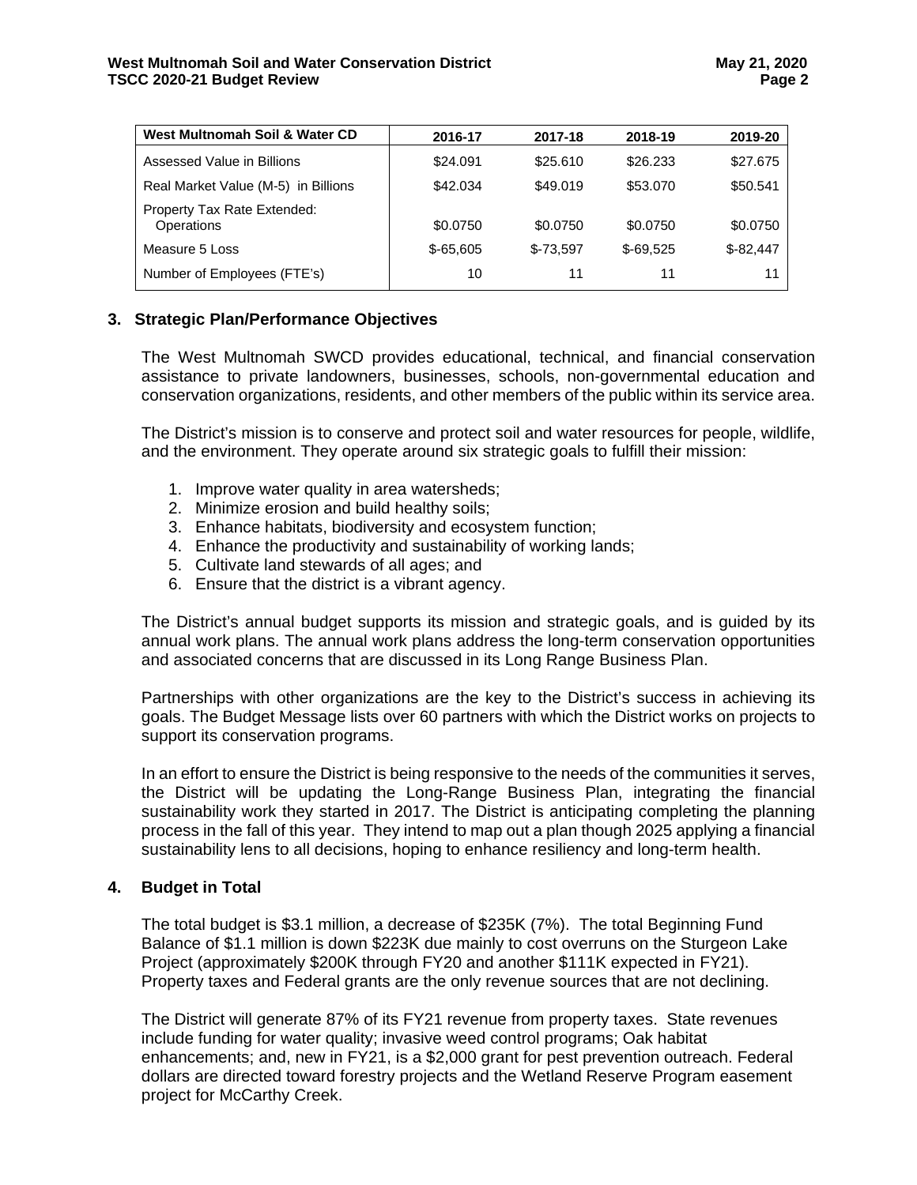| West Multnomah Soil & Water CD | 2016-17 | 2017-18 | 2018-19 | 2019-20 |
|---|---|---|---|---|
| Assessed Value in Billions | $24.091 | $25.610 | $26.233 | $27.675 |
| Real Market Value (M-5) in Billions | $42.034 | $49.019 | $53.070 | $50.541 |
| Property Tax Rate Extended: Operations | $0.0750 | $0.0750 | $0.0750 | $0.0750 |
| Measure 5 Loss | $-65,605 | $-73,597 | $-69,525 | $-82,447 |
| Number of Employees (FTE's) | 10 | 11 | 11 | 11 |

## 3. Strategic Plan/Performance Objectives

The West Multnomah SWCD provides educational, technical, and financial conservation assistance to private landowners, businesses, schools, non-governmental education and conservation organizations, residents, and other members of the public within its service area.

The District's mission is to conserve and protect soil and water resources for people, wildlife, and the environment. They operate around six strategic goals to fulfill their mission:

1. Improve water quality in area watersheds;
2. Minimize erosion and build healthy soils;
3. Enhance habitats, biodiversity and ecosystem function;
4. Enhance the productivity and sustainability of working lands;
5. Cultivate land stewards of all ages; and
6. Ensure that the district is a vibrant agency.

The District's annual budget supports its mission and strategic goals, and is guided by its annual work plans. The annual work plans address the long-term conservation opportunities and associated concerns that are discussed in its Long Range Business Plan.

Partnerships with other organizations are the key to the District's success in achieving its goals. The Budget Message lists over 60 partners with which the District works on projects to support its conservation programs.

In an effort to ensure the District is being responsive to the needs of the communities it serves, the District will be updating the Long-Range Business Plan, integrating the financial sustainability work they started in 2017. The District is anticipating completing the planning process in the fall of this year. They intend to map out a plan though 2025 applying a financial sustainability lens to all decisions, hoping to enhance resiliency and long-term health.

## 4. Budget in Total

The total budget is $3.1 million, a decrease of $235K (7%). The total Beginning Fund Balance of $1.1 million is down $223K due mainly to cost overruns on the Sturgeon Lake Project (approximately $200K through FY20 and another $111K expected in FY21). Property taxes and Federal grants are the only revenue sources that are not declining.

The District will generate 87% of its FY21 revenue from property taxes. State revenues include funding for water quality; invasive weed control programs; Oak habitat enhancements; and, new in FY21, is a $2,000 grant for pest prevention outreach. Federal dollars are directed toward forestry projects and the Wetland Reserve Program easement project for McCarthy Creek.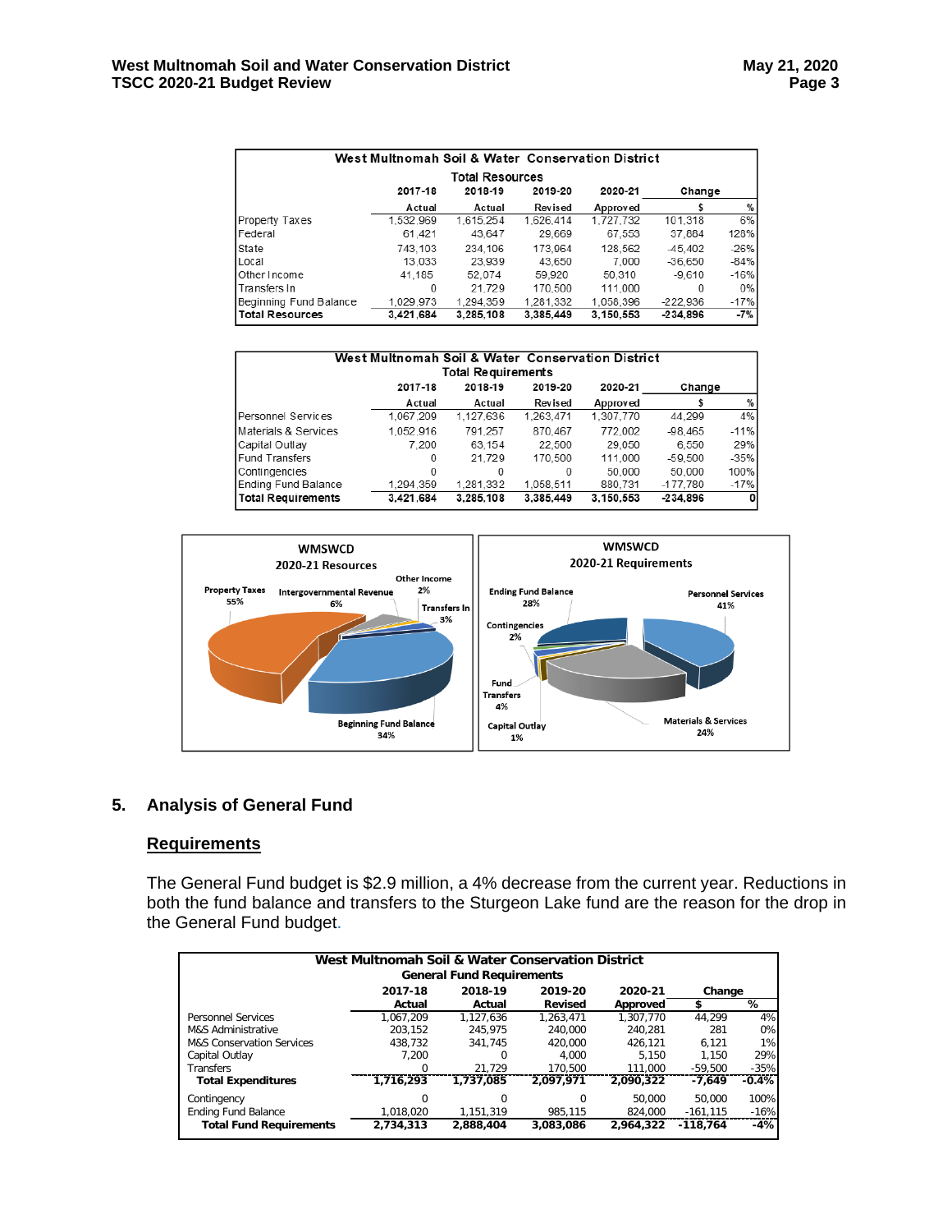| West Multnomah Soil & Water Conservation District | | | | | | |
|---|---|---|---|---|---|---|
| Total Resources | | | | | | |
| | 2017-18 | 2018-19 | 2019-20 | 2020-21 | Change | |
| | Actual | Actual | Revised | Approved | $ | % |
| Property Taxes | 1,532,969 | 1,615,254 | 1,626,414 | 1,727,732 | 101,318 | 6% |
| Federal | 61,421 | 43,647 | 29,669 | 67,553 | 37,884 | 128% |
| State | 743,103 | 234,106 | 173,964 | 128,562 | -45,402 | -26% |
| Local | 13,033 | 23,939 | 43,650 | 7,000 | -36,650 | -84% |
| Other Income | 41,185 | 52,074 | 59,920 | 50,310 | -9,610 | -16% |
| Transfers In | 0 | 21,729 | 170,500 | 111,000 | 0 | 0% |
| Beginning Fund Balance | 1,029,973 | 1,294,359 | 1,281,332 | 1,058,396 | -222,936 | -17% |
| **Total Resources** | **3,421,684** | **3,285,108** | **3,385,449** | **3,150,553** | **-234,896** | **-7%** |

| West Multnomah Soil & Water Conservation District | | | | | | |
|---|---|---|---|---|---|---|
| Total Requirements | | | | | | |
| | 2017-18 | 2018-19 | 2019-20 | 2020-21 | Change | |
| | Actual | Actual | Revised | Approved | $ | % |
| Personnel Services | 1,067,209 | 1,127,636 | 1,263,471 | 1,307,770 | 44,299 | 4% |
| Materials & Services | 1,052,916 | 791,257 | 870,467 | 772,002 | -98,465 | -11% |
| Capital Outlay | 7,200 | 63,154 | 22,500 | 29,050 | 6,550 | 29% |
| Fund Transfers | 0 | 21,729 | 170,500 | 111,000 | -59,500 | -35% |
| Contingencies | 0 | 0 | 0 | 50,000 | 50,000 | 100% |
| Ending Fund Balance | 1,294,359 | 1,281,332 | 1,058,511 | 880,731 | -177,780 | -17% |
| **Total Requirements** | **3,421,684** | **3,285,108** | **3,385,449** | **3,150,553** | **-234,896** | **0** |

WMSWCD
2020-21 Resources
Property Taxes 55%
Intergovernmental Revenue 6%
Other Income 2%
Transfers In 3%
Beginning Fund Balance 34%

WMSWCD
2020-21 Requirements
Ending Fund Balance 28%
Personnel Services 41%
Contingencies 2%
Fund Transfers 4%
Capital Outlay 1%
Materials & Services 24%

## 5. Analysis of General Fund

### Requirements

The General Fund budget is $2.9 million, a 4% decrease from the current year. Reductions in both the fund balance and transfers to the Sturgeon Lake fund are the reason for the drop in the General Fund budget.

| West Multnomah Soil & Water Conservation District | | | | | | |
|---|---|---|---|---|---|---|
| General Fund Requirements | | | | | | |
| | 2017-18 | 2018-19 | 2019-20 | 2020-21 | Change | |
| | Actual | Actual | Revised | Approved | $ | % |
| Personnel Services | 1,067,209 | 1,127,636 | 1,263,471 | 1,307,770 | 44,299 | 4% |
| M&S Administrative | 203,152 | 245,975 | 240,000 | 240,281 | 281 | 0% |
| M&S Conservation Services | 438,732 | 341,745 | 420,000 | 426,121 | 6,121 | 1% |
| Capital Outlay | 7,200 | 0 | 4,000 | 5,150 | 1,150 | 29% |
| Transfers | 0 | 21,729 | 170,500 | 111,000 | -59,500 | -35% |
| **Total Expenditures** | **1,716,293** | **1,737,085** | **2,097,971** | **2,090,322** | **-7,649** | **-0.4%** |
| Contingency | 0 | 0 | 0 | 50,000 | 50,000 | 100% |
| Ending Fund Balance | 1,018,020 | 1,151,319 | 985,115 | 824,000 | -161,115 | -16% |
| **Total Fund Requirements** | **2,734,313** | **2,888,404** | **3,083,086** | **2,964,322** | **-118,764** | **-4%** |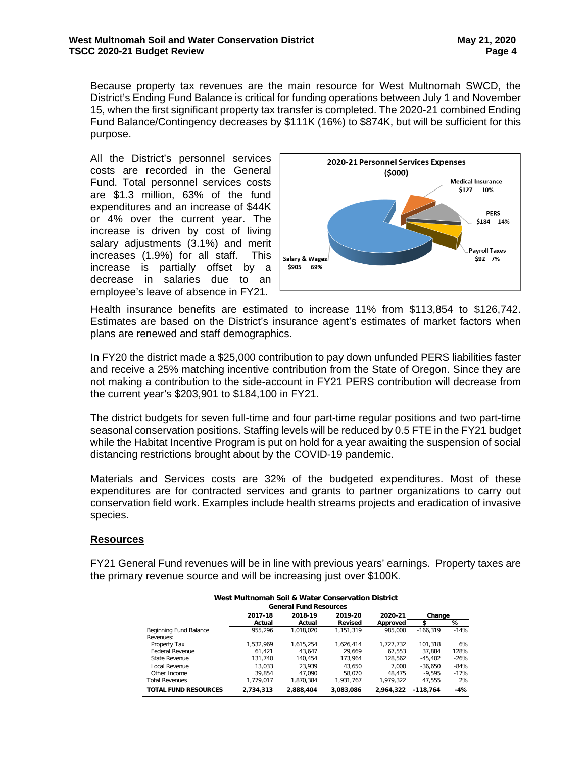Because property tax revenues are the main resource for West Multnomah SWCD, the District's Ending Fund Balance is critical for funding operations between July 1 and November 15, when the first significant property tax transfer is completed. The 2020-21 combined Ending Fund Balance/Contingency decreases by $111K (16%) to $874K, but will be sufficient for this purpose.

All the District's personnel services costs are recorded in the General Fund. Total personnel services costs are $1.3 million, 63% of the fund expenditures and an increase of $44K or 4% over the current year. The increase is driven by cost of living salary adjustments (3.1%) and merit increases (1.9%) for all staff. This increase is partially offset by a decrease in salaries due to an employee's leave of absence in FY21.

2020-21 Personnel Services Expenses
($000)

Medical Insurance
$127 10%

PERS
$184 14%

Payroll Taxes
$92 7%

Salary & Wages
$905 69%

Health insurance benefits are estimated to increase 11% from $113,854 to $126,742. Estimates are based on the District's insurance agent's estimates of market factors when plans are renewed and staff demographics.

In FY20 the district made a $25,000 contribution to pay down unfunded PERS liabilities faster and receive a 25% matching incentive contribution from the State of Oregon. Since they are not making a contribution to the side-account in FY21 PERS contribution will decrease from the current year's $203,901 to $184,100 in FY21.

The district budgets for seven full-time and four part-time regular positions and two part-time seasonal conservation positions. Staffing levels will be reduced by 0.5 FTE in the FY21 budget while the Habitat Incentive Program is put on hold for a year awaiting the suspension of social distancing restrictions brought about by the COVID-19 pandemic.

Materials and Services costs are 32% of the budgeted expenditures. Most of these expenditures are for contracted services and grants to partner organizations to carry out conservation field work. Examples include health streams projects and eradication of invasive species.

## Resources

FY21 General Fund revenues will be in line with previous years' earnings. Property taxes are the primary revenue source and will be increasing just over $100K.

| West Multnomah Soil & Water Conservation District<br>General Fund Resources | 2017-18<br>Actual | 2018-19<br>Actual | 2019-20<br>Revised | 2020-21<br>Approved | Change<br>$ | <br>% |
|---|---|---|---|---|---|---|
| Beginning Fund Balance | 955,296 | 1,018,020 | 1,151,319 | 985,000 | -166,319 | -14% |
| Revenues: | | | | | | |
| Property Tax | 1,532,969 | 1,615,254 | 1,626,414 | 1,727,732 | 101,318 | 6% |
| Federal Revenue | 61,421 | 43,647 | 29,669 | 67,553 | 37,884 | 128% |
| State Revenue | 131,740 | 140,454 | 173,964 | 128,562 | -45,402 | -26% |
| Local Revenue | 13,033 | 23,939 | 43,650 | 7,000 | -36,650 | -84% |
| Other Income | 39,854 | 47,090 | 58,070 | 48,475 | -9,595 | -17% |
| Total Revenues | 1,779,017 | 1,870,384 | 1,931,767 | 1,979,322 | 47,555 | 2% |
| **TOTAL FUND RESOURCES** | **2,734,313** | **2,888,404** | **3,083,086** | **2,964,322** | **-118,764** | **-4%** |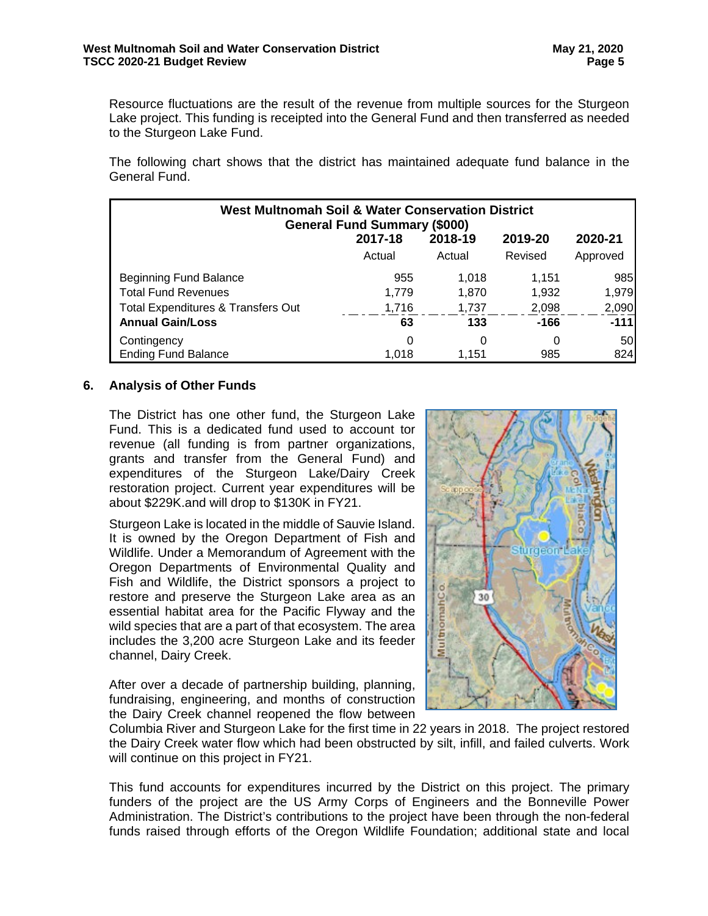Resource fluctuations are the result of the revenue from multiple sources for the Sturgeon Lake project. This funding is receipted into the General Fund and then transferred as needed to the Sturgeon Lake Fund.

The following chart shows that the district has maintained adequate fund balance in the General Fund.

| West Multnomah Soil & Water Conservation District General Fund Summary ($000) | 2017-18 Actual | 2018-19 Actual | 2019-20 Revised | 2020-21 Approved |
|---|---|---|---|---|
| Beginning Fund Balance | 955 | 1,018 | 1,151 | 985 |
| Total Fund Revenues | 1,779 | 1,870 | 1,932 | 1,979 |
| Total Expenditures & Transfers Out | 1,716 | 1,737 | 2,098 | 2,090 |
| **Annual Gain/Loss** | **63** | **133** | **-166** | **-111** |
| Contingency | 0 | 0 | 0 | 50 |
| Ending Fund Balance | 1,018 | 1,151 | 985 | 824 |

## 6. Analysis of Other Funds

The District has one other fund, the Sturgeon Lake Fund. This is a dedicated fund used to account tor revenue (all funding is from partner organizations, grants and transfer from the General Fund) and expenditures of the Sturgeon Lake/Dairy Creek restoration project. Current year expenditures will be about $229K.and will drop to $130K in FY21.

Sturgeon Lake is located in the middle of Sauvie Island. It is owned by the Oregon Department of Fish and Wildlife. Under a Memorandum of Agreement with the Oregon Departments of Environmental Quality and Fish and Wildlife, the District sponsors a project to restore and preserve the Sturgeon Lake area as an essential habitat area for the Pacific Flyway and the wild species that are a part of that ecosystem. The area includes the 3,200 acre Sturgeon Lake and its feeder channel, Dairy Creek.

After over a decade of partnership building, planning, fundraising, engineering, and months of construction the Dairy Creek channel reopened the flow between Columbia River and Sturgeon Lake for the first time in 22 years in 2018. The project restored the Dairy Creek water flow which had been obstructed by silt, infill, and failed culverts. Work will continue on this project in FY21.

This fund accounts for expenditures incurred by the District on this project. The primary funders of the project are the US Army Corps of Engineers and the Bonneville Power Administration. The District's contributions to the project have been through the non-federal funds raised through efforts of the Oregon Wildlife Foundation; additional state and local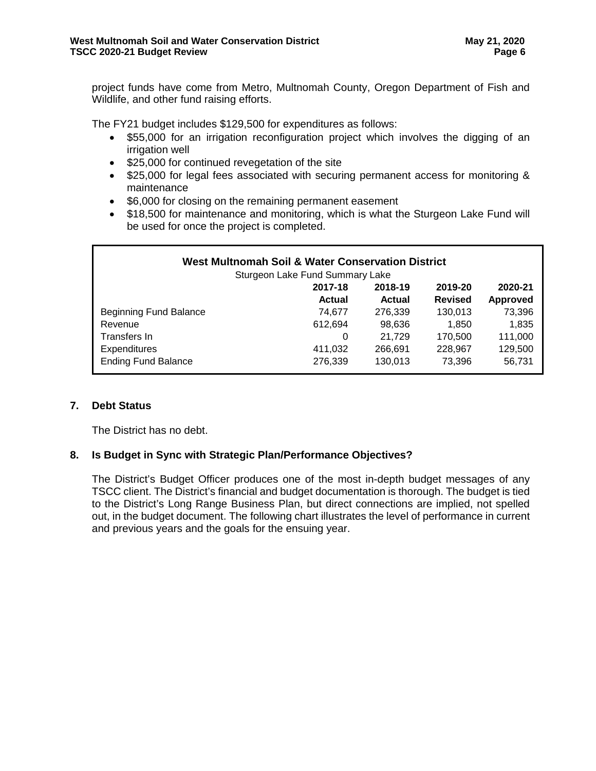project funds have come from Metro, Multnomah County, Oregon Department of Fish and Wildlife, and other fund raising efforts.

The FY21 budget includes $129,500 for expenditures as follows:

- $55,000 for an irrigation reconfiguration project which involves the digging of an irrigation well
- $25,000 for continued revegetation of the site
- $25,000 for legal fees associated with securing permanent access for monitoring & maintenance
- $6,000 for closing on the remaining permanent easement
- $18,500 for maintenance and monitoring, which is what the Sturgeon Lake Fund will be used for once the project is completed.

**West Multnomah Soil & Water Conservation District**

Sturgeon Lake Fund Summary Lake

| | 2017-18 Actual | 2018-19 Actual | 2019-20 Revised | 2020-21 Approved |
|---|---|---|---|---|
| Beginning Fund Balance | 74,677 | 276,339 | 130,013 | 73,396 |
| Revenue | 612,694 | 98,636 | 1,850 | 1,835 |
| Transfers In | 0 | 21,729 | 170,500 | 111,000 |
| Expenditures | 411,032 | 266,691 | 228,967 | 129,500 |
| Ending Fund Balance | 276,339 | 130,013 | 73,396 | 56,731 |

## 7. Debt Status

The District has no debt.

## 8. Is Budget in Sync with Strategic Plan/Performance Objectives?

The District's Budget Officer produces one of the most in-depth budget messages of any TSCC client. The District's financial and budget documentation is thorough. The budget is tied to the District's Long Range Business Plan, but direct connections are implied, not spelled out, in the budget document. The following chart illustrates the level of performance in current and previous years and the goals for the ensuing year.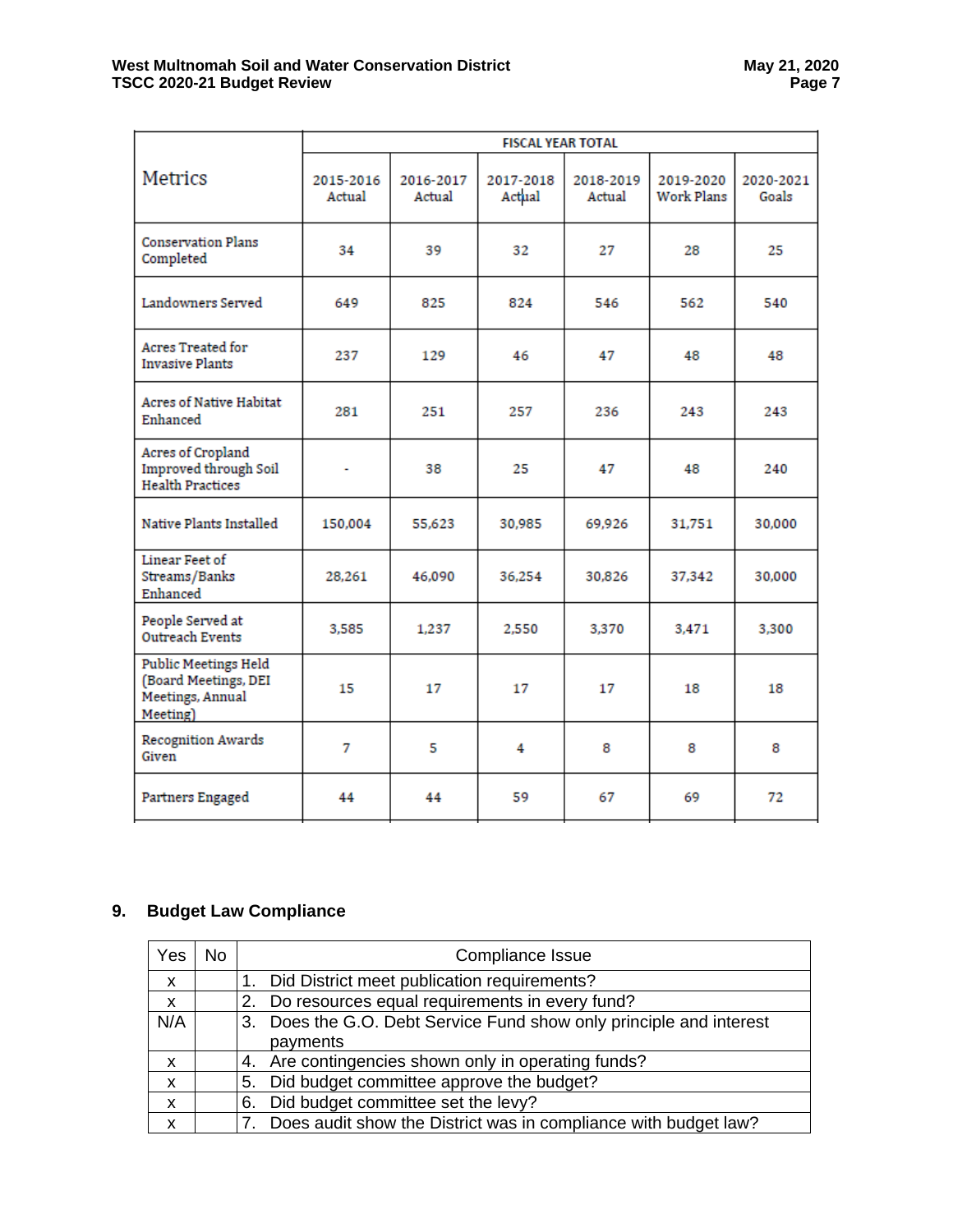| Metrics | FISCAL YEAR TOTAL | | | | | |
|---|---|---|---|---|---|---|
| | 2015-2016 Actual | 2016-2017 Actual | 2017-2018 Actual | 2018-2019 Actual | 2019-2020 Work Plans | 2020-2021 Goals |
| Conservation Plans Completed | 34 | 39 | 32 | 27 | 28 | 25 |
| Landowners Served | 649 | 825 | 824 | 546 | 562 | 540 |
| Acres Treated for Invasive Plants | 237 | 129 | 46 | 47 | 48 | 48 |
| Acres of Native Habitat Enhanced | 281 | 251 | 257 | 236 | 243 | 243 |
| Acres of Cropland Improved through Soil Health Practices | - | 38 | 25 | 47 | 48 | 240 |
| Native Plants Installed | 150,004 | 55,623 | 30,985 | 69,926 | 31,751 | 30,000 |
| Linear Feet of Streams/Banks Enhanced | 28,261 | 46,090 | 36,254 | 30,826 | 37,342 | 30,000 |
| People Served at Outreach Events | 3,585 | 1,237 | 2,550 | 3,370 | 3,471 | 3,300 |
| Public Meetings Held (Board Meetings, DEI Meetings, Annual Meeting) | 15 | 17 | 17 | 17 | 18 | 18 |
| Recognition Awards Given | 7 | 5 | 4 | 8 | 8 | 8 |
| Partners Engaged | 44 | 44 | 59 | 67 | 69 | 72 |

## 9. Budget Law Compliance

| Yes | No | Compliance Issue |
|---|---|---|
| x | | 1. Did District meet publication requirements? |
| x | | 2. Do resources equal requirements in every fund? |
| N/A | | 3. Does the G.O. Debt Service Fund show only principle and interest payments |
| x | | 4. Are contingencies shown only in operating funds? |
| x | | 5. Did budget committee approve the budget? |
| x | | 6. Did budget committee set the levy? |
| x | | 7. Does audit show the District was in compliance with budget law? |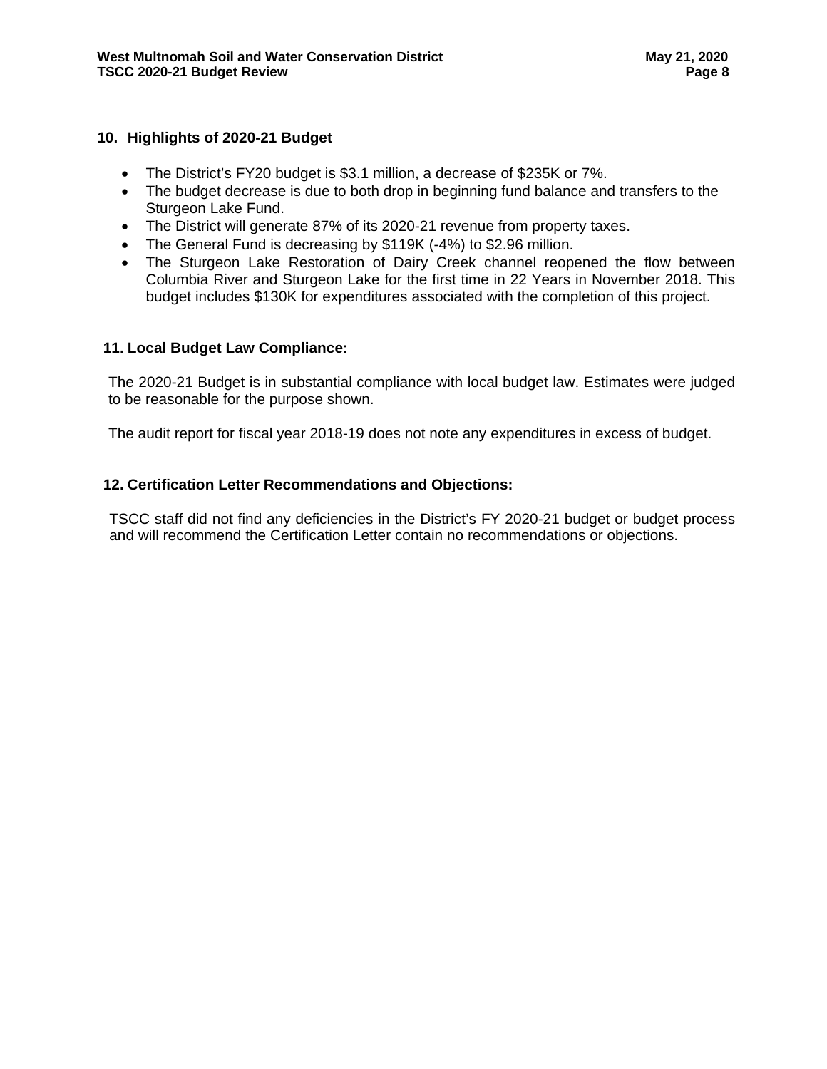## 10. Highlights of 2020-21 Budget

- The District's FY20 budget is $3.1 million, a decrease of $235K or 7%.
- The budget decrease is due to both drop in beginning fund balance and transfers to the Sturgeon Lake Fund.
- The District will generate 87% of its 2020-21 revenue from property taxes.
- The General Fund is decreasing by $119K (-4%) to $2.96 million.
- The Sturgeon Lake Restoration of Dairy Creek channel reopened the flow between Columbia River and Sturgeon Lake for the first time in 22 Years in November 2018. This budget includes $130K for expenditures associated with the completion of this project.

## 11. Local Budget Law Compliance:

The 2020-21 Budget is in substantial compliance with local budget law. Estimates were judged to be reasonable for the purpose shown.

The audit report for fiscal year 2018-19 does not note any expenditures in excess of budget.

## 12. Certification Letter Recommendations and Objections:

TSCC staff did not find any deficiencies in the District's FY 2020-21 budget or budget process and will recommend the Certification Letter contain no recommendations or objections.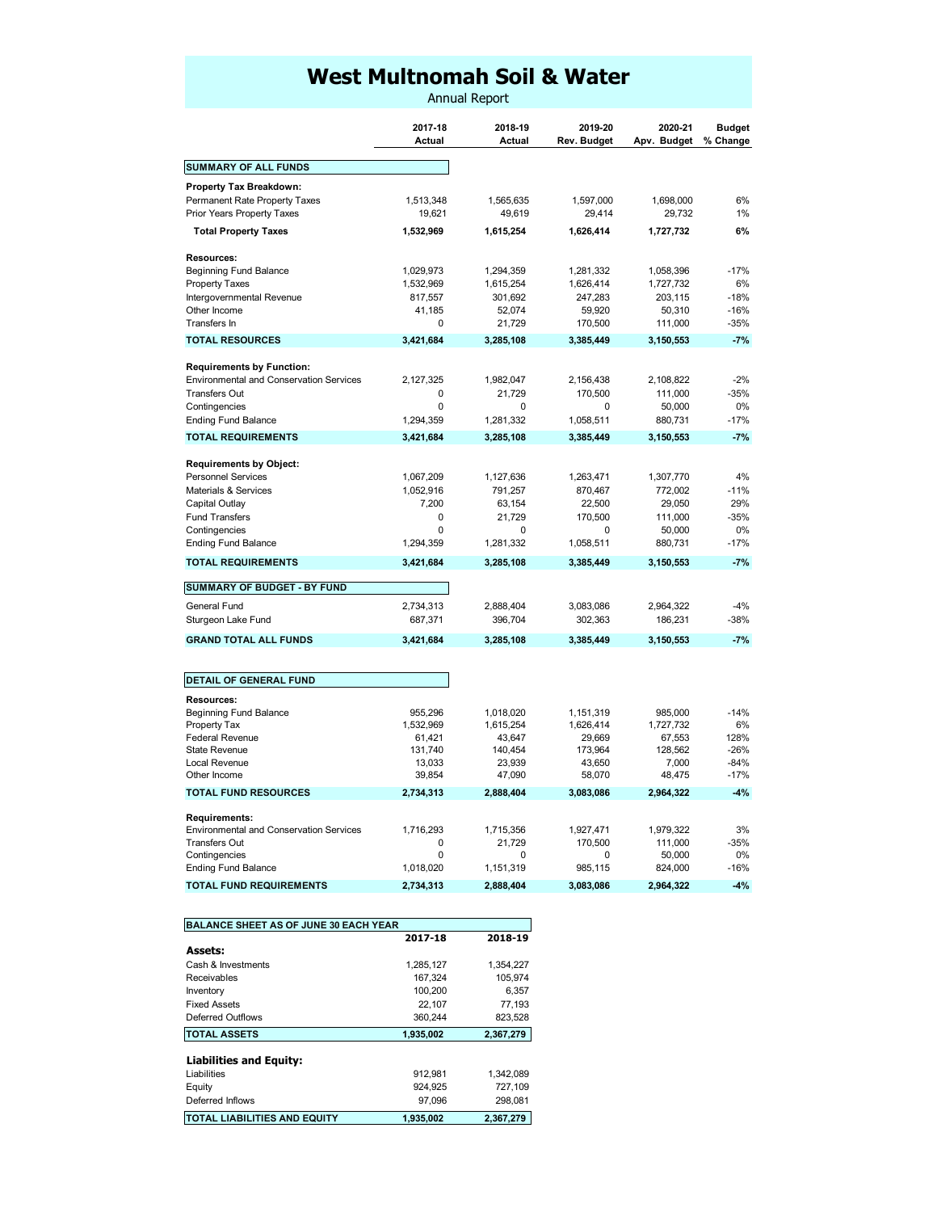# West Multnomah Soil & Water

Annual Report

| | 2017-18 Actual | 2018-19 Actual | 2019-20 Rev. Budget | 2020-21 Apv. Budget | Budget % Change |
|---|---|---|---|---|---|
| **SUMMARY OF ALL FUNDS** | | | | | |
| **Property Tax Breakdown:** | | | | | |
| Permanent Rate Property Taxes | 1,513,348 | 1,565,635 | 1,597,000 | 1,698,000 | 6% |
| Prior Years Property Taxes | 19,621 | 49,619 | 29,414 | 29,732 | 1% |
| **Total Property Taxes** | **1,532,969** | **1,615,254** | **1,626,414** | **1,727,732** | **6%** |
| **Resources:** | | | | | |
| Beginning Fund Balance | 1,029,973 | 1,294,359 | 1,281,332 | 1,058,396 | -17% |
| Property Taxes | 1,532,969 | 1,615,254 | 1,626,414 | 1,727,732 | 6% |
| Intergovernmental Revenue | 817,557 | 301,692 | 247,283 | 203,115 | -18% |
| Other Income | 41,185 | 52,074 | 59,920 | 50,310 | -16% |
| Transfers In | 0 | 21,729 | 170,500 | 111,000 | -35% |
| **TOTAL RESOURCES** | **3,421,684** | **3,285,108** | **3,385,449** | **3,150,553** | **-7%** |
| **Requirements by Function:** | | | | | |
| Environmental and Conservation Services | 2,127,325 | 1,982,047 | 2,156,438 | 2,108,822 | -2% |
| Transfers Out | 0 | 21,729 | 170,500 | 111,000 | -35% |
| Contingencies | 0 | 0 | 0 | 50,000 | 0% |
| Ending Fund Balance | 1,294,359 | 1,281,332 | 1,058,511 | 880,731 | -17% |
| **TOTAL REQUIREMENTS** | **3,421,684** | **3,285,108** | **3,385,449** | **3,150,553** | **-7%** |
| **Requirements by Object:** | | | | | |
| Personnel Services | 1,067,209 | 1,127,636 | 1,263,471 | 1,307,770 | 4% |
| Materials & Services | 1,052,916 | 791,257 | 870,467 | 772,002 | -11% |
| Capital Outlay | 7,200 | 63,154 | 22,500 | 29,050 | 29% |
| Fund Transfers | 0 | 21,729 | 170,500 | 111,000 | -35% |
| Contingencies | 0 | 0 | 0 | 50,000 | 0% |
| Ending Fund Balance | 1,294,359 | 1,281,332 | 1,058,511 | 880,731 | -17% |
| **TOTAL REQUIREMENTS** | **3,421,684** | **3,285,108** | **3,385,449** | **3,150,553** | **-7%** |
| **SUMMARY OF BUDGET - BY FUND** | | | | | |
| General Fund | 2,734,313 | 2,888,404 | 3,083,086 | 2,964,322 | -4% |
| Sturgeon Lake Fund | 687,371 | 396,704 | 302,363 | 186,231 | -38% |
| **GRAND TOTAL ALL FUNDS** | **3,421,684** | **3,285,108** | **3,385,449** | **3,150,553** | **-7%** |
| **DETAIL OF GENERAL FUND** | | | | | |
| **Resources:** | | | | | |
| Beginning Fund Balance | 955,296 | 1,018,020 | 1,151,319 | 985,000 | -14% |
| Property Tax | 1,532,969 | 1,615,254 | 1,626,414 | 1,727,732 | 6% |
| Federal Revenue | 61,421 | 43,647 | 29,669 | 67,553 | 128% |
| State Revenue | 131,740 | 140,454 | 173,964 | 128,562 | -26% |
| Local Revenue | 13,033 | 23,939 | 43,650 | 7,000 | -84% |
| Other Income | 39,854 | 47,090 | 58,070 | 48,475 | -17% |
| **TOTAL FUND RESOURCES** | **2,734,313** | **2,888,404** | **3,083,086** | **2,964,322** | **-4%** |
| **Requirements:** | | | | | |
| Environmental and Conservation Services | 1,716,293 | 1,715,356 | 1,927,471 | 1,979,322 | 3% |
| Transfers Out | 0 | 21,729 | 170,500 | 111,000 | -35% |
| Contingencies | 0 | 0 | 0 | 50,000 | 0% |
| Ending Fund Balance | 1,018,020 | 1,151,319 | 985,115 | 824,000 | -16% |
| **TOTAL FUND REQUIREMENTS** | **2,734,313** | **2,888,404** | **3,083,086** | **2,964,322** | **-4%** |

| BALANCE SHEET AS OF JUNE 30 EACH YEAR | 2017-18 | 2018-19 |
|---|---|---|
| **Assets:** | | |
| Cash & Investments | 1,285,127 | 1,354,227 |
| Receivables | 167,324 | 105,974 |
| Inventory | 100,200 | 6,357 |
| Fixed Assets | 22,107 | 77,193 |
| Deferred Outflows | 360,244 | 823,528 |
| **TOTAL ASSETS** | **1,935,002** | **2,367,279** |
| **Liabilities and Equity:** | | |
| Liabilities | 912,981 | 1,342,089 |
| Equity | 924,925 | 727,109 |
| Deferred Inflows | 97,096 | 298,081 |
| **TOTAL LIABILITIES AND EQUITY** | **1,935,002** | **2,367,279** |